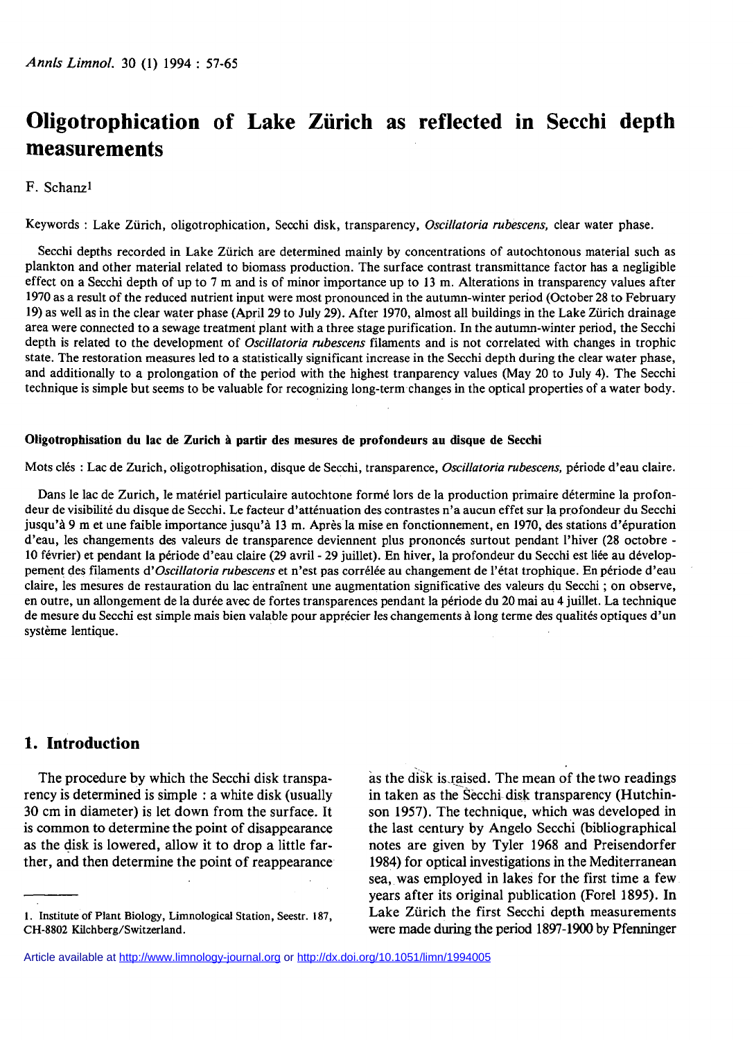# Oligotrophication of Lake Zürich as reflected in Secchi depth measurements

F. Schanz[1]

Keywords : Lake Zürich, oligotrophication, Secchi disk, transparency, *Oscillatoria rubescens*, clear water phase.

Secchi depths recorded in Lake Zürich are determined mainly by concentrations of autochtonous material such as plankton and other material related to biomass production. The surface contrast transmittance factor has a negligible effect on a Secchi depth of up to 7 m and is of minor importance up to 13 m. Alterations in transparency values after 1970 as a result of the reduced nutrient input were most pronounced in the autumn-winter period (October 28 to February 19) as well as in the clear water phase (April 29 to July 29). After 1970, almost all buildings in the Lake Zürich drainage area were connected to a sewage treatment plant with a three stage purification. In the autumn-winter period, the Secchi depth is related to the development of *Oscillatoria rubescens* filaments and is not correlated with changes in trophic state. The restoration measures led to a statistically significant increase in the Secchi depth during the clear water phase, and additionally to a prolongation of the period with the highest tranparency values (May 20 to July 4). The Secchi technique is simple but seems to be valuable for recognizing long-term changes in the optical properties of a water body.

#### Oligotrophisation du lac de Zurich à partir des mesures de profondeurs au disque de Secchi

Mots clés : Lac de Zurich, oligotrophisation, disque de Secchi, transparence, *Oscillatoria rubescens*, période d'eau claire.

Dans le lac de Zurich, le matériel particulaire autochtone formé lors de la production primaire détermine la profondeur de visibilité du disque de Secchi. Le facteur d'atténuation des contrastes n'a aucun effet sur la profondeur du Secchi jusqu'à 9 m et une faible importance jusqu'à 13 m. Après la mise en fonctionnement, en 1970, des stations d'épuration d'eau, les changements des valeurs de transparence deviennent plus prononcés surtout pendant l'hiver (28 octobre - 10 février) et pendant la période d'eau claire (29 avril - 29 juillet). En hiver, la profondeur du Secchi est liée au développement des filaments d'*Oscillatoria rubescens* et n'est pas corrélée au changement de l'état trophique. En période d'eau claire, les mesures de restauration du lac entraînent une augmentation significative des valeurs du Secchi ; on observe, en outre, un allongement de la durée avec de fortes transparences pendant la période du 20 mai au 4 juillet. La technique de mesure du Secchi est simple mais bien valable pour apprécier les changements à long terme des qualités optiques d'un système lentique.

## 1. Introduction

The procedure by which the Secchi disk transparency is determined is simple : a white disk (usually 30 cm in diameter) is let down from the surface. It is common to determine the point of disappearance as the disk is lowered, allow it to drop a little farther, and then determine the point of reappearance as the disk is raised. The mean of the two readings in taken as the Secchi disk transparency (Hutchinson 1957). The technique, which was developed in the last century by Angelo Secchi (bibliographical notes are given by Tyler 1968 and Preisendorfer 1984) for optical investigations in the Mediterranean sea, was employed in lakes for the first time a few years after its original publication (Forel 1895). In Lake Zürich the first Secchi depth measurements were made during the period 1897-1900 by Pfenninger

[1] Institute of Plant Biology, Limnological Station, Seestr. 187, CH-8802 Kilchberg/Switzerland.

Article available at http://www.limnology-journal.org or http://dx.doi.org/10.1051/limn/1994005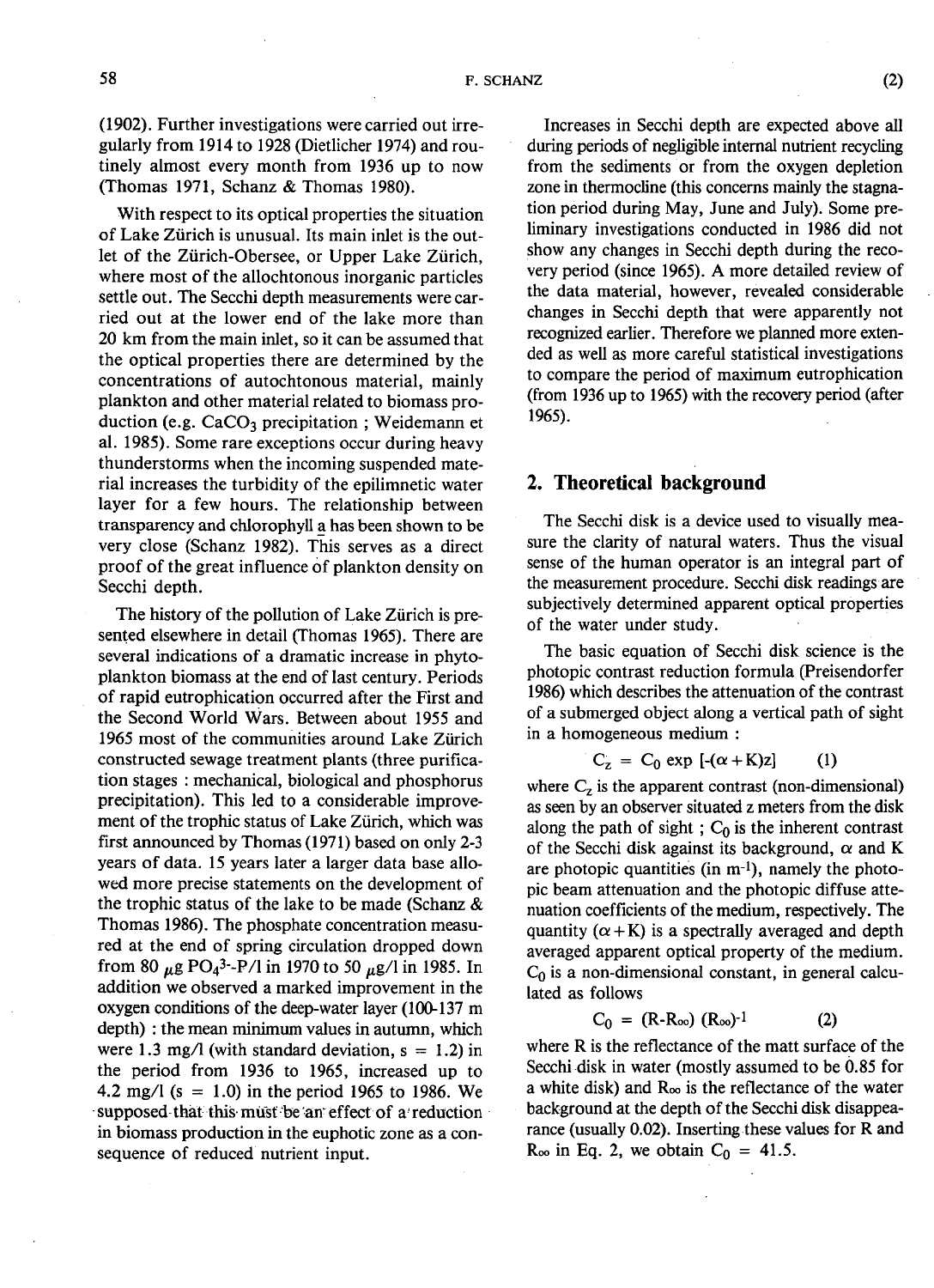(1902). Further investigations were carried out irregularly from 1914 to 1928 (Dietlicher 1974) and routinely almost every month from 1936 up to now (Thomas 1971, Schanz & Thomas 1980).

With respect to its optical properties the situation of Lake Zürich is unusual. Its main inlet is the outlet of the Zürich-Obersee, or Upper Lake Zürich, where most of the allochtonous inorganic particles settle out. The Secchi depth measurements were carried out at the lower end of the lake more than 20 km from the main inlet, so it can be assumed that the optical properties there are determined by the concentrations of autochtonous material, mainly plankton and other material related to biomass production (e.g. $CaCO_3$ precipitation ; Weidemann et al. 1985). Some rare exceptions occur during heavy thunderstorms when the incoming suspended material increases the turbidity of the epilimnetic water layer for a few hours. The relationship between transparency and chlorophyll a has been shown to be very close (Schanz 1982). This serves as a direct proof of the great influence of plankton density on Secchi depth.

The history of the pollution of Lake Zürich is presented elsewhere in detail (Thomas 1965). There are several indications of a dramatic increase in phytoplankton biomass at the end of last century. Periods of rapid eutrophication occurred after the First and the Second World Wars. Between about 1955 and 1965 most of the communities around Lake Zürich constructed sewage treatment plants (three purification stages : mechanical, biological and phosphorus precipitation). This led to a considerable improvement of the trophic status of Lake Zürich, which was first announced by Thomas (1971) based on only 2-3 years of data. 15 years later a larger data base allowed more precise statements on the development of the trophic status of the lake to be made (Schanz & Thomas 1986). The phosphate concentration measured at the end of spring circulation dropped down from 80 $\mu g\ PO_4^{3-}$-P/l in 1970 to 50 $\mu g$/l in 1985. In addition we observed a marked improvement in the oxygen conditions of the deep-water layer (100-137 m depth) : the mean minimum values in autumn, which were 1.3 mg/l (with standard deviation, s = 1.2) in the period from 1936 to 1965, increased up to 4.2 mg/l (s = 1.0) in the period 1965 to 1986. We supposed that this must be an effect of a reduction in biomass production in the euphotic zone as a consequence of reduced nutrient input.

Increases in Secchi depth are expected above all during periods of negligible internal nutrient recycling from the sediments or from the oxygen depletion zone in thermocline (this concerns mainly the stagnation period during May, June and July). Some preliminary investigations conducted in 1986 did not show any changes in Secchi depth during the recovery period (since 1965). A more detailed review of the data material, however, revealed considerable changes in Secchi depth that were apparently not recognized earlier. Therefore we planned more extended as well as more careful statistical investigations to compare the period of maximum eutrophication (from 1936 up to 1965) with the recovery period (after 1965).

## 2. Theoretical background

The Secchi disk is a device used to visually measure the clarity of natural waters. Thus the visual sense of the human operator is an integral part of the measurement procedure. Secchi disk readings are subjectively determined apparent optical properties of the water under study.

The basic equation of Secchi disk science is the photopic contrast reduction formula (Preisendorfer 1986) which describes the attenuation of the contrast of a submerged object along a vertical path of sight in a homogeneous medium :

$$C_z = C_0 \exp\left[-(\alpha + K)z\right] \qquad (1)$$

where $C_z$ is the apparent contrast (non-dimensional) as seen by an observer situated z meters from the disk along the path of sight ; $C_0$ is the inherent contrast of the Secchi disk against its background, $\alpha$ and K are photopic quantities (in $m^{-1}$), namely the photopic beam attenuation and the photopic diffuse attenuation coefficients of the medium, respectively. The quantity $(\alpha + K)$ is a spectrally averaged and depth averaged apparent optical property of the medium. $C_0$ is a non-dimensional constant, in general calculated as follows

$$C_0 = (R - R_\infty)(R_\infty)^{-1} \qquad (2)$$

where R is the reflectance of the matt surface of the Secchi disk in water (mostly assumed to be 0.85 for a white disk) and $R_\infty$ is the reflectance of the water background at the depth of the Secchi disk disappearance (usually 0.02). Inserting these values for R and $R_\infty$ in Eq. 2, we obtain $C_0 = 41.5$.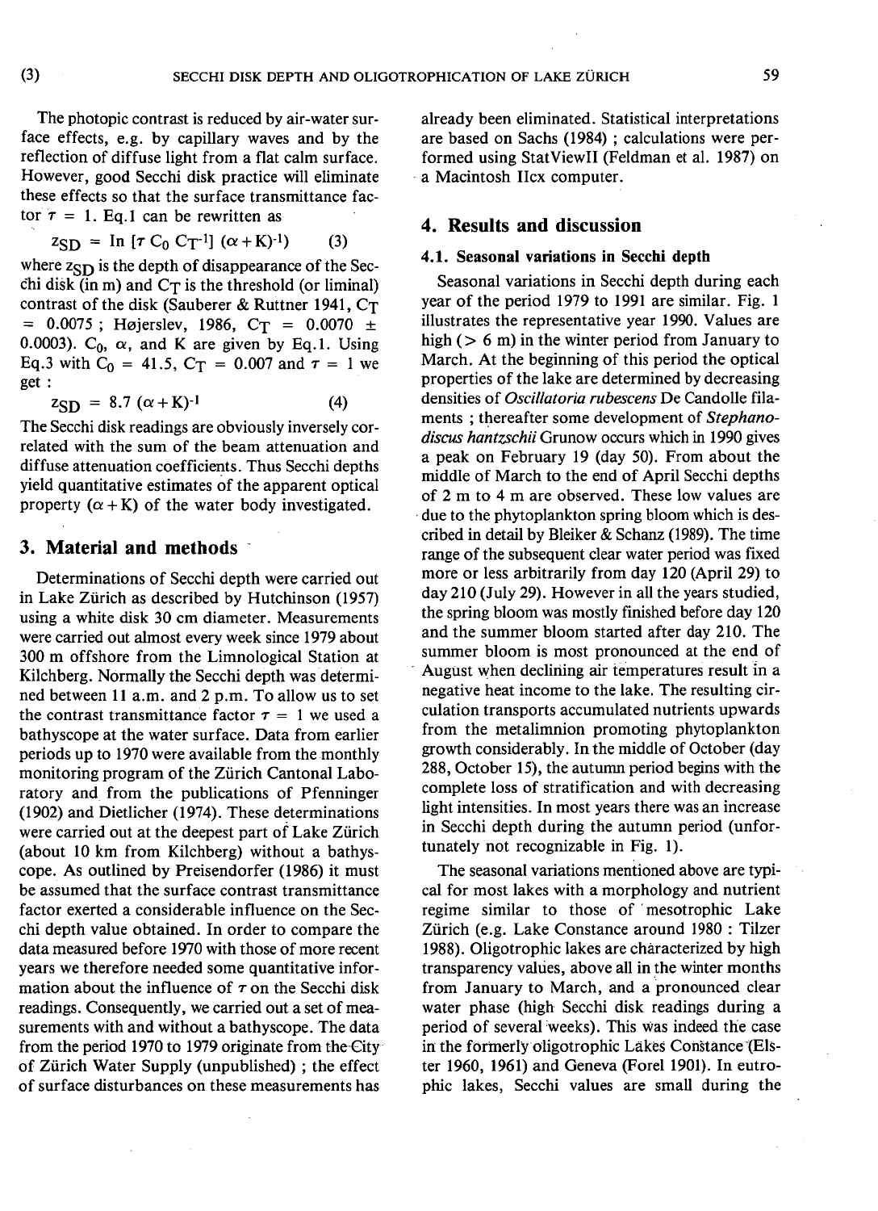The photopic contrast is reduced by air-water surface effects, e.g. by capillary waves and by the reflection of diffuse light from a flat calm surface. However, good Secchi disk practice will eliminate these effects so that the surface transmittance factor $\tau = 1$. Eq.1 can be rewritten as

$$z_{SD} = \ln [\tau C_0 C_T^{-1}] (\alpha + K)^{-1} \qquad (3)$$

where $z_{SD}$ is the depth of disappearance of the Secchi disk (in m) and $C_T$ is the threshold (or liminal) contrast of the disk (Sauberer & Ruttner 1941, $C_T = 0.0075$ ; Højerslev, 1986, $C_T = 0.0070 \pm 0.0003$). $C_0$, $\alpha$, and K are given by Eq.1. Using Eq.3 with $C_0 = 41.5$, $C_T = 0.007$ and $\tau = 1$ we get :

$$z_{SD} = 8.7 (\alpha + K)^{-1} \qquad (4)$$

The Secchi disk readings are obviously inversely correlated with the sum of the beam attenuation and diffuse attenuation coefficients. Thus Secchi depths yield quantitative estimates of the apparent optical property $(\alpha + K)$ of the water body investigated.

## 3. Material and methods

Determinations of Secchi depth were carried out in Lake Zürich as described by Hutchinson (1957) using a white disk 30 cm diameter. Measurements were carried out almost every week since 1979 about 300 m offshore from the Limnological Station at Kilchberg. Normally the Secchi depth was determined between 11 a.m. and 2 p.m. To allow us to set the contrast transmittance factor $\tau = 1$ we used a bathyscope at the water surface. Data from earlier periods up to 1970 were available from the monthly monitoring program of the Zürich Cantonal Laboratory and from the publications of Pfenninger (1902) and Dietlicher (1974). These determinations were carried out at the deepest part of Lake Zürich (about 10 km from Kilchberg) without a bathyscope. As outlined by Preisendorfer (1986) it must be assumed that the surface contrast transmittance factor exerted a considerable influence on the Secchi depth value obtained. In order to compare the data measured before 1970 with those of more recent years we therefore needed some quantitative information about the influence of $\tau$ on the Secchi disk readings. Consequently, we carried out a set of measurements with and without a bathyscope. The data from the period 1970 to 1979 originate from the City of Zürich Water Supply (unpublished) ; the effect of surface disturbances on these measurements has already been eliminated. Statistical interpretations are based on Sachs (1984) ; calculations were performed using StatViewII (Feldman et al. 1987) on a Macintosh IIcx computer.

## 4. Results and discussion

### 4.1. Seasonal variations in Secchi depth

Seasonal variations in Secchi depth during each year of the period 1979 to 1991 are similar. Fig. 1 illustrates the representative year 1990. Values are high (> 6 m) in the winter period from January to March. At the beginning of this period the optical properties of the lake are determined by decreasing densities of *Oscillatoria rubescens* De Candolle filaments ; thereafter some development of *Stephanodiscus hantzschii* Grunow occurs which in 1990 gives a peak on February 19 (day 50). From about the middle of March to the end of April Secchi depths of 2 m to 4 m are observed. These low values are due to the phytoplankton spring bloom which is described in detail by Bleiker & Schanz (1989). The time range of the subsequent clear water period was fixed more or less arbitrarily from day 120 (April 29) to day 210 (July 29). However in all the years studied, the spring bloom was mostly finished before day 120 and the summer bloom started after day 210. The summer bloom is most pronounced at the end of August when declining air temperatures result in a negative heat income to the lake. The resulting circulation transports accumulated nutrients upwards from the metalimnion promoting phytoplankton growth considerably. In the middle of October (day 288, October 15), the autumn period begins with the complete loss of stratification and with decreasing light intensities. In most years there was an increase in Secchi depth during the autumn period (unfortunately not recognizable in Fig. 1).

The seasonal variations mentioned above are typical for most lakes with a morphology and nutrient regime similar to those of mesotrophic Lake Zürich (e.g. Lake Constance around 1980 : Tilzer 1988). Oligotrophic lakes are characterized by high transparency values, above all in the winter months from January to March, and a pronounced clear water phase (high Secchi disk readings during a period of several weeks). This was indeed the case in the formerly oligotrophic Lakes Constance (Elster 1960, 1961) and Geneva (Forel 1901). In eutrophic lakes, Secchi values are small during the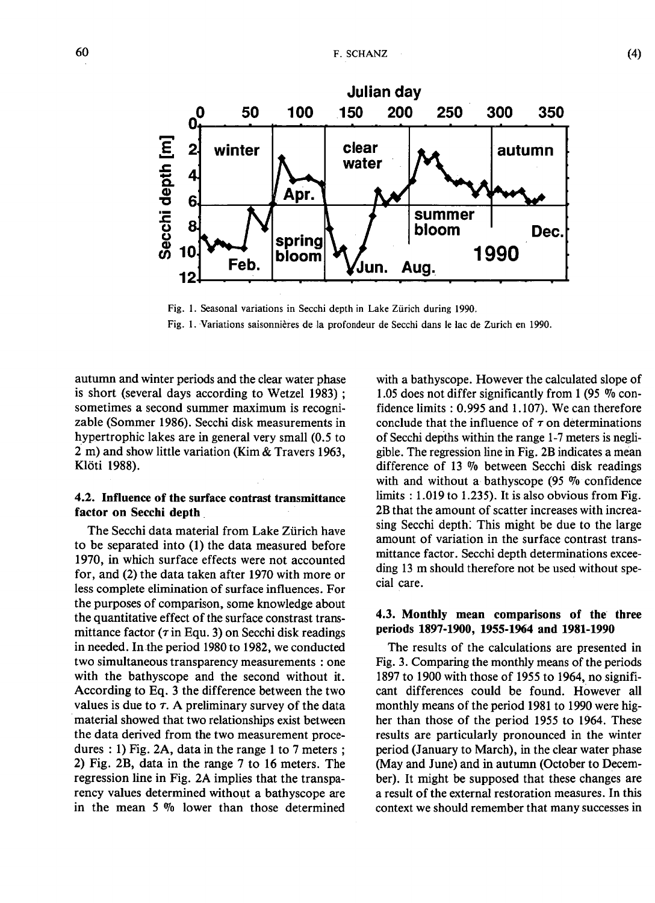Fig. 1. Seasonal variations in Secchi depth in Lake Zürich during 1990.

Fig. 1. Variations saisonnières de la profondeur de Secchi dans le lac de Zurich en 1990.

autumn and winter periods and the clear water phase is short (several days according to Wetzel 1983) ; sometimes a second summer maximum is recognizable (Sommer 1986). Secchi disk measurements in hypertrophic lakes are in general very small (0.5 to 2 m) and show little variation (Kim & Travers 1963, Klöti 1988).

### 4.2. Influence of the surface contrast transmittance factor on Secchi depth

The Secchi data material from Lake Zürich have to be separated into (1) the data measured before 1970, in which surface effects were not accounted for, and (2) the data taken after 1970 with more or less complete elimination of surface influences. For the purposes of comparison, some knowledge about the quantitative effect of the surface constrast transmittance factor ($\tau$ in Equ. 3) on Secchi disk readings in needed. In the period 1980 to 1982, we conducted two simultaneous transparency measurements : one with the bathyscope and the second without it. According to Eq. 3 the difference between the two values is due to $\tau$. A preliminary survey of the data material showed that two relationships exist between the data derived from the two measurement procedures : 1) Fig. 2A, data in the range 1 to 7 meters ; 2) Fig. 2B, data in the range 7 to 16 meters. The regression line in Fig. 2A implies that the transparency values determined without a bathyscope are in the mean 5 % lower than those determined with a bathyscope. However the calculated slope of 1.05 does not differ significantly from 1 (95 % confidence limits : 0.995 and 1.107). We can therefore conclude that the influence of $\tau$ on determinations of Secchi depths within the range 1-7 meters is negligible. The regression line in Fig. 2B indicates a mean difference of 13 % between Secchi disk readings with and without a bathyscope (95 % confidence limits : 1.019 to 1.235). It is also obvious from Fig. 2B that the amount of scatter increases with increasing Secchi depth. This might be due to the large amount of variation in the surface contrast transmittance factor. Secchi depth determinations exceeding 13 m should therefore not be used without special care.

### 4.3. Monthly mean comparisons of the three periods 1897-1900, 1955-1964 and 1981-1990

The results of the calculations are presented in Fig. 3. Comparing the monthly means of the periods 1897 to 1900 with those of 1955 to 1964, no significant differences could be found. However all monthly means of the period 1981 to 1990 were higher than those of the period 1955 to 1964. These results are particularly pronounced in the winter period (January to March), in the clear water phase (May and June) and in autumn (October to December). It might be supposed that these changes are a result of the external restoration measures. In this context we should remember that many successes in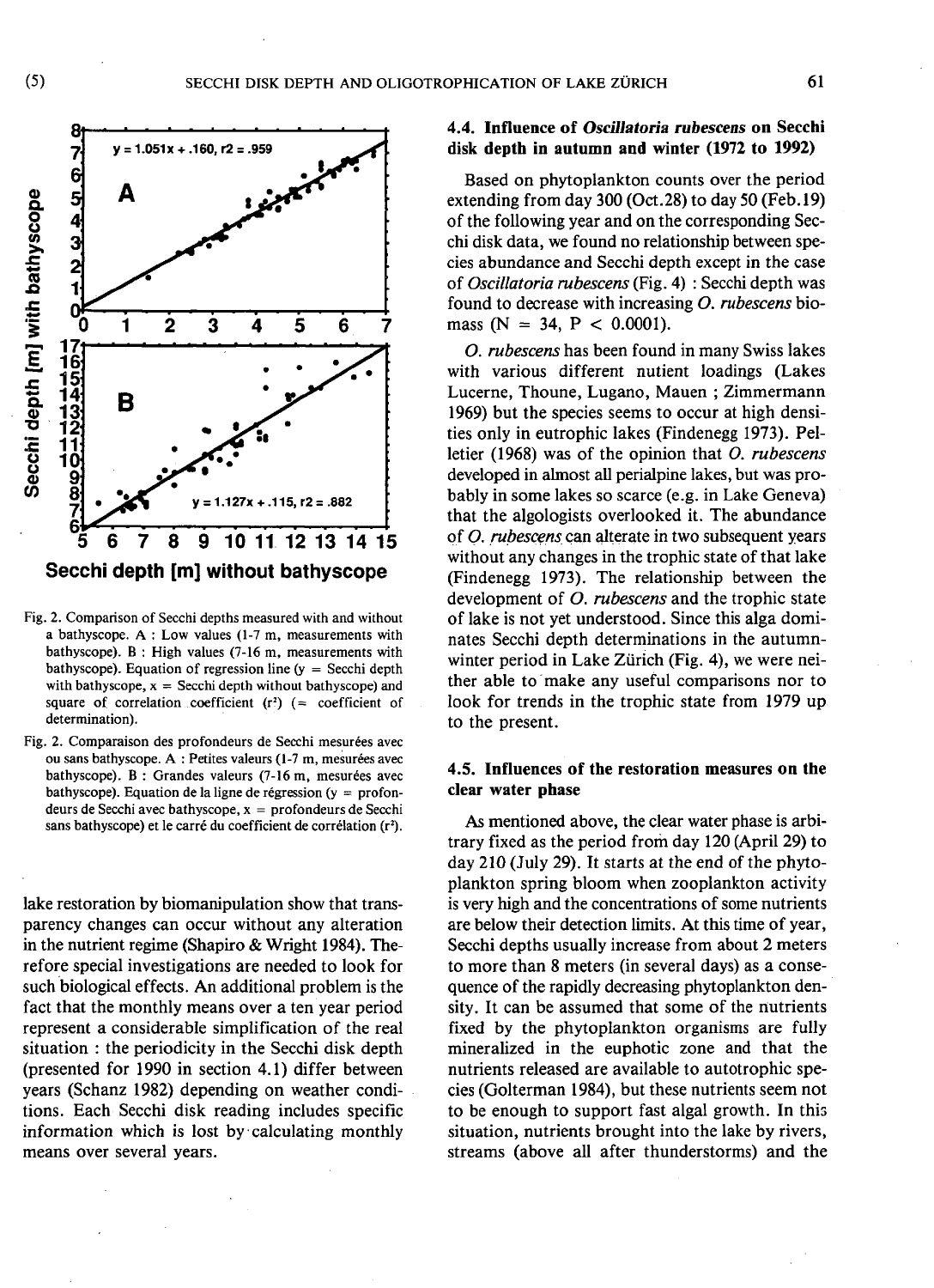Fig. 2. Comparison of Secchi depths measured with and without a bathyscope. A : Low values (1-7 m, measurements with bathyscope). B : High values (7-16 m, measurements with bathyscope). Equation of regression line (y = Secchi depth with bathyscope, x = Secchi depth without bathyscope) and square of correlation coefficient ($r^2$) (= coefficient of determination).

Fig. 2. Comparaison des profondeurs de Secchi mesurées avec ou sans bathyscope. A : Petites valeurs (1-7 m, mesurées avec bathyscope). B : Grandes valeurs (7-16 m, mesurées avec bathyscope). Equation de la ligne de régression (y = profondeurs de Secchi avec bathyscope, x = profondeurs de Secchi sans bathyscope) et le carré du coefficient de corrélation ($r^2$).

lake restoration by biomanipulation show that transparency changes can occur without any alteration in the nutrient regime (Shapiro & Wright 1984). Therefore special investigations are needed to look for such biological effects. An additional problem is the fact that the monthly means over a ten year period represent a considerable simplification of the real situation : the periodicity in the Secchi disk depth (presented for 1990 in section 4.1) differ between years (Schanz 1982) depending on weather conditions. Each Secchi disk reading includes specific information which is lost by calculating monthly means over several years.

### 4.4. Influence of *Oscillatoria rubescens* on Secchi disk depth in autumn and winter (1972 to 1992)

Based on phytoplankton counts over the period extending from day 300 (Oct.28) to day 50 (Feb.19) of the following year and on the corresponding Secchi disk data, we found no relationship between species abundance and Secchi depth except in the case of *Oscillatoria rubescens* (Fig. 4) : Secchi depth was found to decrease with increasing *O. rubescens* biomass (N = 34, $P < 0.0001$).

*O. rubescens* has been found in many Swiss lakes with various different nutient loadings (Lakes Lucerne, Thoune, Lugano, Mauen ; Zimmermann 1969) but the species seems to occur at high densities only in eutrophic lakes (Findenegg 1973). Pelletier (1968) was of the opinion that *O. rubescens* developed in almost all perialpine lakes, but was probably in some lakes so scarce (e.g. in Lake Geneva) that the algologists overlooked it. The abundance of *O. rubescens* can alterate in two subsequent years without any changes in the trophic state of that lake (Findenegg 1973). The relationship between the development of *O. rubescens* and the trophic state of lake is not yet understood. Since this alga dominates Secchi depth determinations in the autumn-winter period in Lake Zürich (Fig. 4), we were neither able to make any useful comparisons nor to look for trends in the trophic state from 1979 up to the present.

### 4.5. Influences of the restoration measures on the clear water phase

As mentioned above, the clear water phase is arbitrary fixed as the period from day 120 (April 29) to day 210 (July 29). It starts at the end of the phytoplankton spring bloom when zooplankton activity is very high and the concentrations of some nutrients are below their detection limits. At this time of year, Secchi depths usually increase from about 2 meters to more than 8 meters (in several days) as a consequence of the rapidly decreasing phytoplankton density. It can be assumed that some of the nutrients fixed by the phytoplankton organisms are fully mineralized in the euphotic zone and that the nutrients released are available to autotrophic species (Golterman 1984), but these nutrients seem not to be enough to support fast algal growth. In this situation, nutrients brought into the lake by rivers, streams (above all after thunderstorms) and the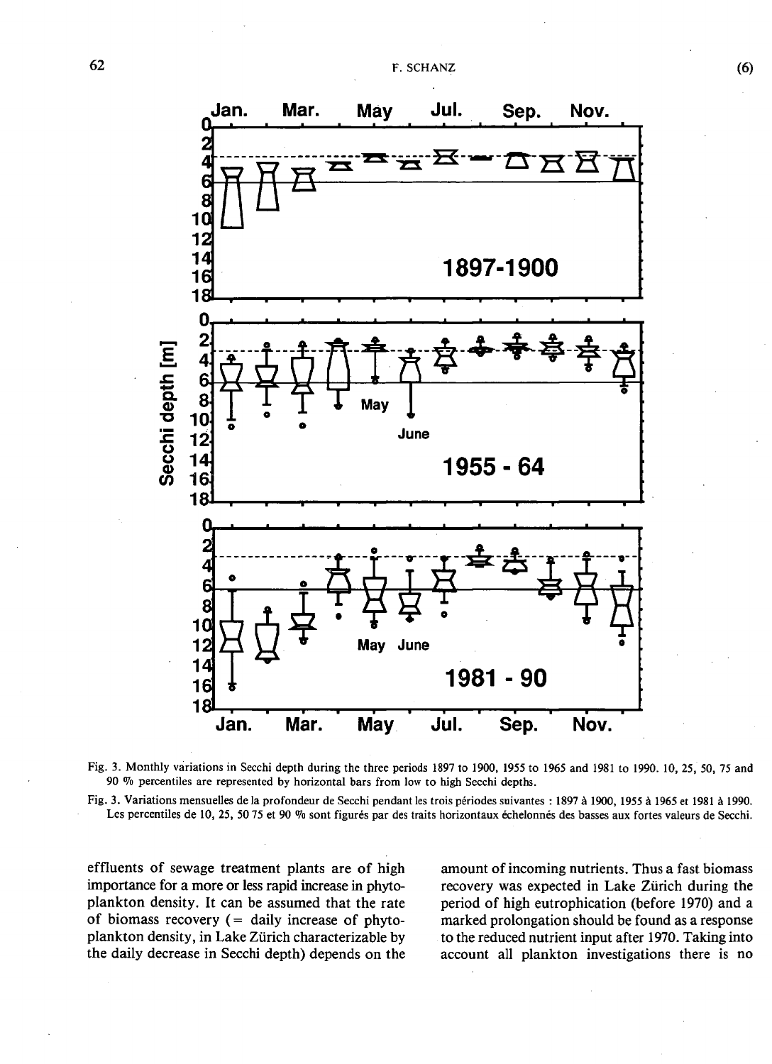Fig. 3. Monthly variations in Secchi depth during the three periods 1897 to 1900, 1955 to 1965 and 1981 to 1990. 10, 25, 50, 75 and 90 % percentiles are represented by horizontal bars from low to high Secchi depths.

Fig. 3. Variations mensuelles de la profondeur de Secchi pendant les trois périodes suivantes : 1897 à 1900, 1955 à 1965 et 1981 à 1990. Les percentiles de 10, 25, 50 75 et 90 % sont figurés par des traits horizontaux échelonnés des basses aux fortes valeurs de Secchi.

effluents of sewage treatment plants are of high importance for a more or less rapid increase in phytoplankton density. It can be assumed that the rate of biomass recovery (= daily increase of phytoplankton density, in Lake Zürich characterizable by the daily decrease in Secchi depth) depends on the amount of incoming nutrients. Thus a fast biomass recovery was expected in Lake Zürich during the period of high eutrophication (before 1970) and a marked prolongation should be found as a response to the reduced nutrient input after 1970. Taking into account all plankton investigations there is no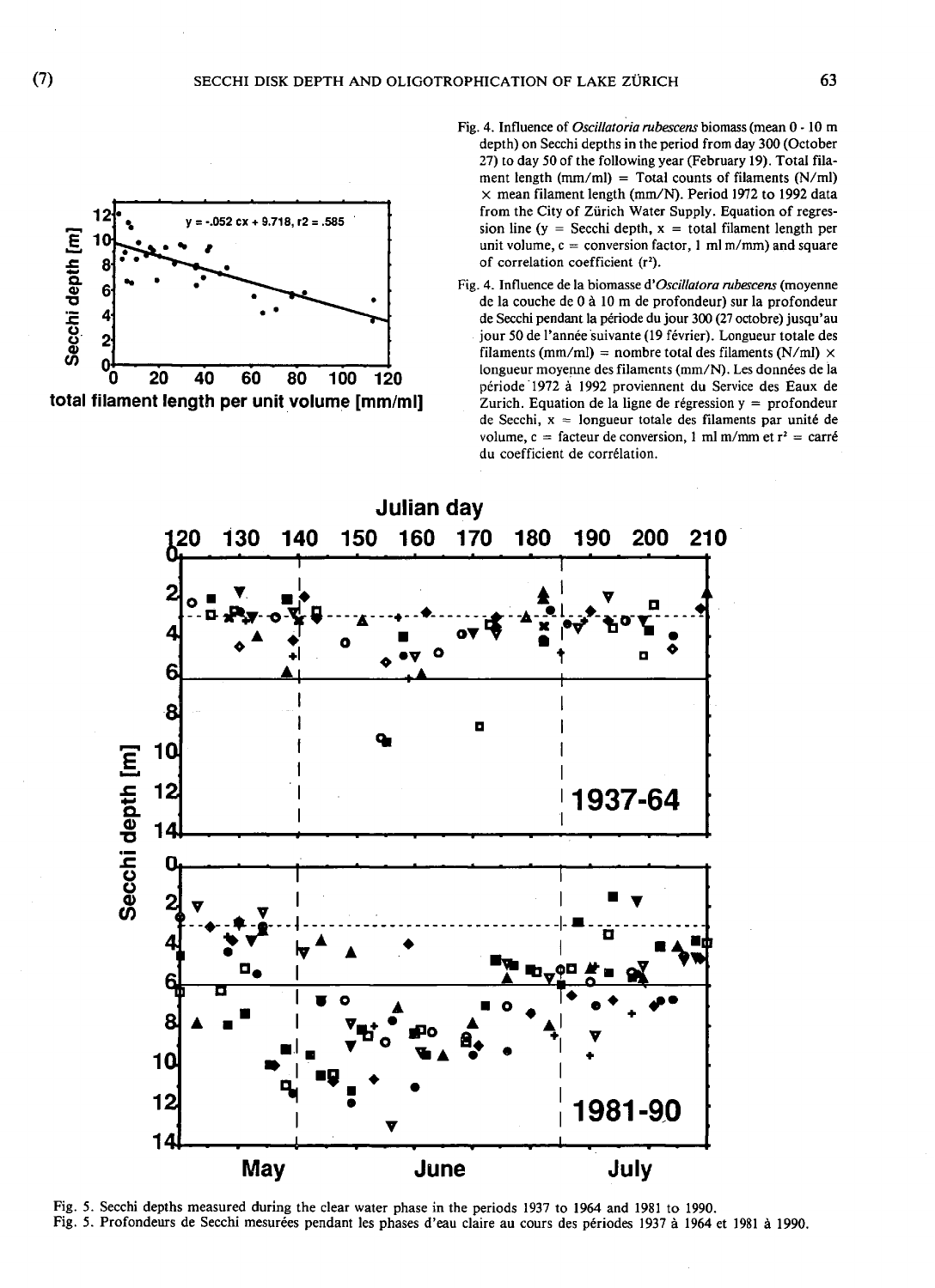Fig. 4. Influence of *Oscillatoria rubescens* biomass (mean 0 - 10 m depth) on Secchi depths in the period from day 300 (October 27) to day 50 of the following year (February 19). Total filament length (mm/ml) = Total counts of filaments (N/ml) × mean filament length (mm/N). Period 1972 to 1992 data from the City of Zürich Water Supply. Equation of regression line (y = Secchi depth, x = total filament length per unit volume, c = conversion factor, 1 ml m/mm) and square of correlation coefficient ($r^2$).

Fig. 4. Influence de la biomasse d'*Oscillatora rubescens* (moyenne de la couche de 0 à 10 m de profondeur) sur la profondeur de Secchi pendant la période du jour 300 (27 octobre) jusqu'au jour 50 de l'année suivante (19 février). Longueur totale des filaments (mm/ml) = nombre total des filaments (N/ml) × longueur moyenne des filaments (mm/N). Les données de la période 1972 à 1992 proviennent du Service des Eaux de Zurich. Equation de la ligne de régression y = profondeur de Secchi, x = longueur totale des filaments par unité de volume, c = facteur de conversion, 1 ml m/mm et $r^2$ = carré du coefficient de corrélation.

Fig. 5. Secchi depths measured during the clear water phase in the periods 1937 to 1964 and 1981 to 1990.

Fig. 5. Profondeurs de Secchi mesurées pendant les phases d'eau claire au cours des périodes 1937 à 1964 et 1981 à 1990.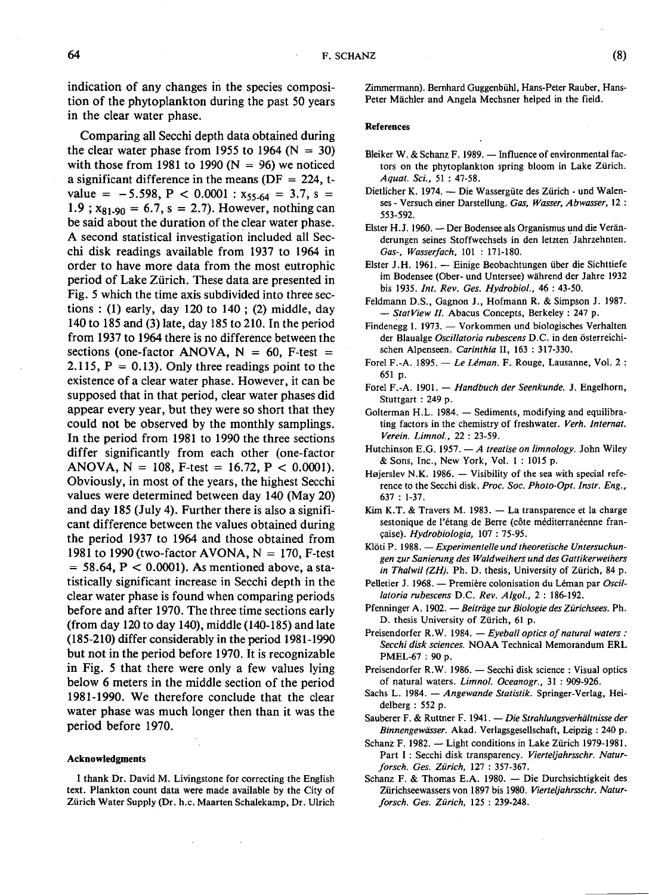indication of any changes in the species composition of the phytoplankton during the past 50 years in the clear water phase.

Comparing all Secchi depth data obtained during the clear water phase from 1955 to 1964 (N = 30) with those from 1981 to 1990 (N = 96) we noticed a significant difference in the means (DF = 224, t-value = −5.598, $P < 0.0001$ : $x_{55\text{-}64} = 3.7$, $s = 1.9$ ; $x_{81\text{-}90} = 6.7$, $s = 2.7$). However, nothing can be said about the duration of the clear water phase. A second statistical investigation included all Secchi disk readings available from 1937 to 1964 in order to have more data from the most eutrophic period of Lake Zürich. These data are presented in Fig. 5 which the time axis subdivided into three sections : (1) early, day 120 to 140 ; (2) middle, day 140 to 185 and (3) late, day 185 to 210. In the period from 1937 to 1964 there is no difference between the sections (one-factor ANOVA, N = 60, F-test = 2.115, P = 0.13). Only three readings point to the existence of a clear water phase. However, it can be supposed that in that period, clear water phases did appear every year, but they were so short that they could not be observed by the monthly samplings. In the period from 1981 to 1990 the three sections differ significantly from each other (one-factor ANOVA, N = 108, F-test = 16.72, $P < 0.0001$). Obviously, in most of the years, the highest Secchi values were determined between day 140 (May 20) and day 185 (July 4). Further there is also a significant difference between the values obtained during the period 1937 to 1964 and those obtained from 1981 to 1990 (two-factor AVONA, N = 170, F-test = 58.64, $P < 0.0001$). As mentioned above, a statistically significant increase in Secchi depth in the clear water phase is found when comparing periods before and after 1970. The three time sections early (from day 120 to day 140), middle (140-185) and late (185-210) differ considerably in the period 1981-1990 but not in the period before 1970. It is recognizable in Fig. 5 that there were only a few values lying below 6 meters in the middle section of the period 1981-1990. We therefore conclude that the clear water phase was much longer then than it was the period before 1970.

#### Acknowledgments

I thank Dr. David M. Livingstone for correcting the English text. Plankton count data were made available by the City of Zürich Water Supply (Dr. h.c. Maarten Schalekamp, Dr. Ulrich Zimmermann). Bernhard Guggenbühl, Hans-Peter Rauber, Hans-Peter Mächler and Angela Mechsner helped in the field.

#### References

Bleiker W. & Schanz F. 1989. — Influence of environmental factors on the phytoplankton spring bloom in Lake Zürich. *Aquat. Sci.*, 51 : 47-58.

Dietlicher K. 1974. — Die Wassergüte des Zürich - und Walensees - Versuch einer Darstellung. *Gas, Wasser, Abwasser*, 12 : 553-592.

Elster H.J. 1960. — Der Bodensee als Organismus und die Veränderungen seines Stoffwechsels in den letzten Jahrzehnten. *Gas-, Wasserfach*, 101 : 171-180.

Elster J.H. 1961. — Einige Beobachtungen über die Sichttiefe im Bodensee (Ober- und Untersee) während der Jahre 1932 bis 1935. *Int. Rev. Ges. Hydrobiol.*, 46 : 43-50.

Feldmann D.S., Gagnon J., Hofmann R. & Simpson J. 1987. — *StatView II*. Abacus Concepts, Berkeley : 247 p.

Findenegg I. 1973. — Vorkommen und biologisches Verhalten der Blaualge *Oscillatoria rubescens* D.C. in den österreichischen Alpenseen. *Carinthia* II, 163 : 317-330.

Forel F.-A. 1895. — *Le Léman*. F. Rouge, Lausanne, Vol. 2 : 651 p.

Forel F.-A. 1901. — *Handbuch der Seenkunde*. J. Engelhorn, Stuttgart : 249 p.

Golterman H.L. 1984. — Sediments, modifying and equilibrating factors in the chemistry of freshwater. *Verh. Internat. Verein. Limnol.*, 22 : 23-59.

Hutchinson E.G. 1957. — *A treatise on limnology*. John Wiley & Sons, Inc., New York, Vol. 1 : 1015 p.

Højerslev N.K. 1986. — Visibility of the sea with special reference to the Secchi disk. *Proc. Soc. Photo-Opt. Instr. Eng.*, 637 : 1-37.

Kim K.T. & Travers M. 1983. — La transparence et la charge sestonique de l'étang de Berre (côte méditerranéenne française). *Hydrobiologia*, 107 : 75-95.

Klöti P. 1988. — *Experimentelle und theoretische Untersuchungen zur Sanierung des Waldweihers und des Gattikerweihers in Thalwil (ZH)*. Ph. D. thesis, University of Zürich, 84 p.

Pelletier J. 1968. — Première colonisation du Léman par *Oscillatoria rubescens* D.C. *Rev. Algol.*, 2 : 186-192.

Pfenninger A. 1902. — *Beiträge zur Biologie des Zürichsees*. Ph. D. thesis University of Zürich, 61 p.

Preisendorfer R.W. 1984. — *Eyeball optics of natural waters : Secchi disk sciences*. NOAA Technical Memorandum ERL PMEL-67 : 90 p.

Preisendorfer R.W. 1986. — Secchi disk science : Visual optics of natural waters. *Limnol. Oceanogr.*, 31 : 909-926.

Sachs L. 1984. — *Angewande Statistik*. Springer-Verlag, Heidelberg : 552 p.

Sauberer F. & Ruttner F. 1941. — *Die Strahlungsverhältnisse der Binnengewässer*. Akad. Verlagsgesellschaft, Leipzig : 240 p.

Schanz F. 1982. — Light conditions in Lake Zürich 1979-1981. Part I : Secchi disk transparency. *Vierteljahrsschr. Naturforsch. Ges. Zürich*, 127 : 357-367.

Schanz F. & Thomas E.A. 1980. — Die Durchsichtigkeit des Zürichseewassers von 1897 bis 1980. *Vierteljahrsschr. Naturforsch. Ges. Zürich*, 125 : 239-248.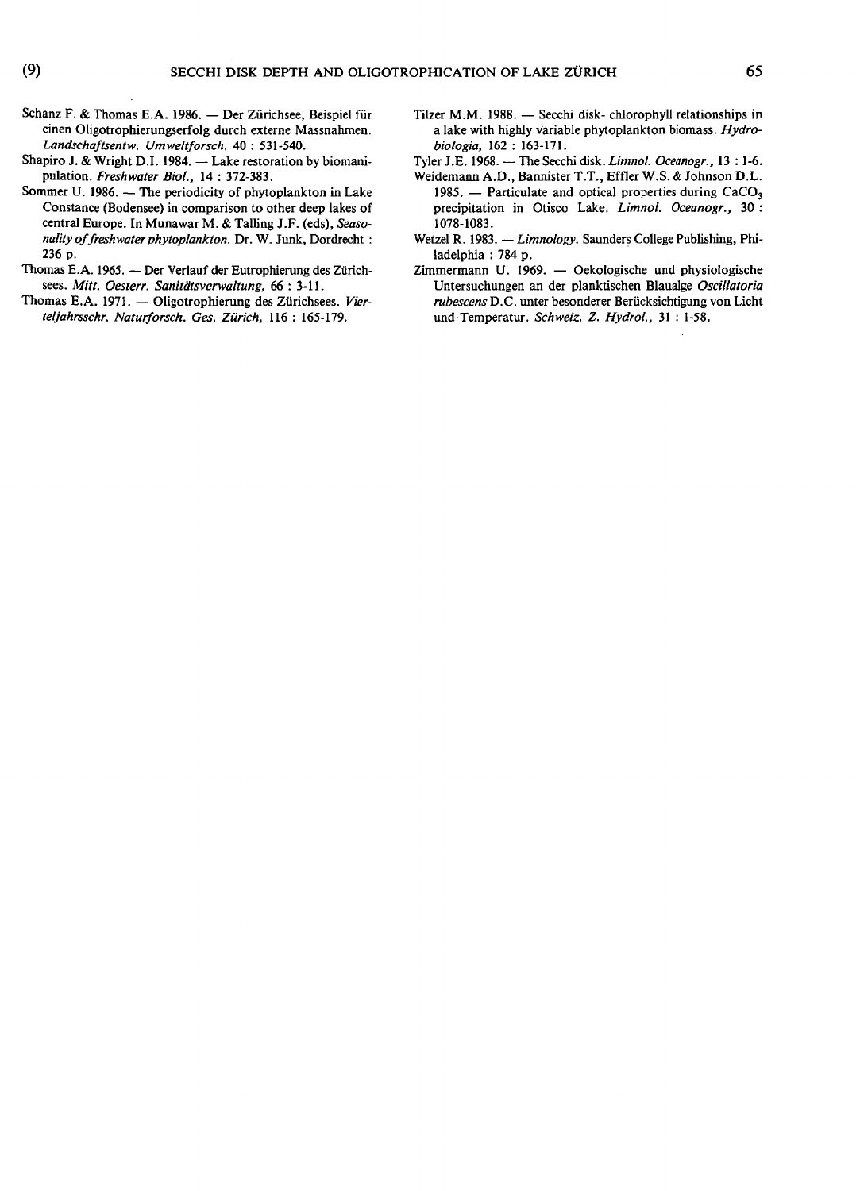Schanz F. & Thomas E.A. 1986. — Der Zürichsee, Beispiel für einen Oligotrophierungserfolg durch externe Massnahmen. *Landschaftsentw. Umweltforsch.* 40 : 531-540.

Shapiro J. & Wright D.I. 1984. — Lake restoration by biomanipulation. *Freshwater Biol.,* 14 : 372-383.

Sommer U. 1986. — The periodicity of phytoplankton in Lake Constance (Bodensee) in comparison to other deep lakes of central Europe. In Munawar M. & Talling J.F. (eds), *Seasonality of freshwater phytoplankton.* Dr. W. Junk, Dordrecht : 236 p.

Thomas E.A. 1965. — Der Verlauf der Eutrophierung des Zürichsees. *Mitt. Oesterr. Sanitätsverwaltung,* 66 : 3-11.

Thomas E.A. 1971. — Oligotrophierung des Zürichsees. *Vierteljahrsschr. Naturforsch. Ges. Zürich,* 116 : 165-179.

Tilzer M.M. 1988. — Secchi disk- chlorophyll relationships in a lake with highly variable phytoplankton biomass. *Hydrobiologia,* 162 : 163-171.

Tyler J.E. 1968. — The Secchi disk. *Limnol. Oceanogr.,* 13 : 1-6.

Weidemann A.D., Bannister T.T., Effler W.S. & Johnson D.L. 1985. — Particulate and optical properties during $CaCO_3$ precipitation in Otisco Lake. *Limnol. Oceanogr.,* 30 : 1078-1083.

Wetzel R. 1983. — *Limnology.* Saunders College Publishing, Philadelphia : 784 p.

Zimmermann U. 1969. — Oekologische und physiologische Untersuchungen an der planktischen Blaualge *Oscillatoria rubescens* D.C. unter besonderer Berücksichtigung von Licht und Temperatur. *Schweiz. Z. Hydrol.,* 31 : 1-58.